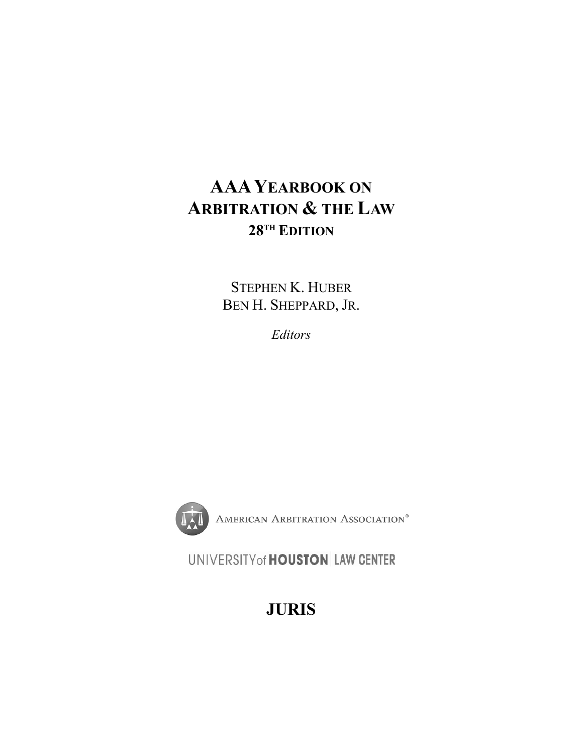# AAA YEARBOOK ON ARBITRATION & THE LAW

## 28TH EDITION

STEPHEN K. HUBER
BEN H. SHEPPARD, JR.

*Editors*

AMERICAN ARBITRATION ASSOCIATION®

UNIVERSITY of HOUSTON | LAW CENTER

**JURIS**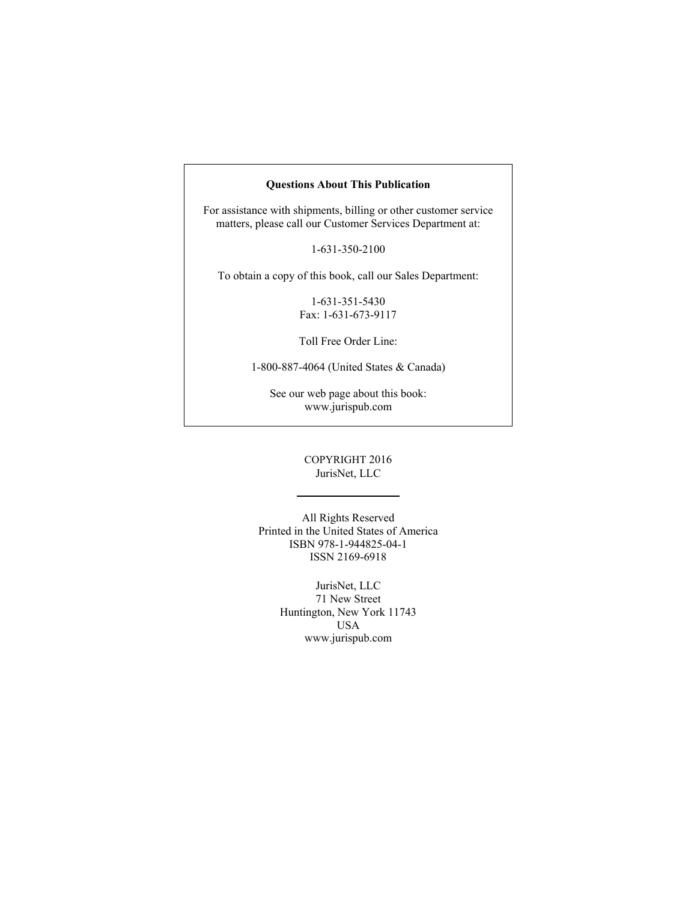**Questions About This Publication**

For assistance with shipments, billing or other customer service matters, please call our Customer Services Department at:

1-631-350-2100

To obtain a copy of this book, call our Sales Department:

1-631-351-5430
Fax: 1-631-673-9117

Toll Free Order Line:

1-800-887-4064 (United States & Canada)

See our web page about this book:
www.jurispub.com

COPYRIGHT 2016
JurisNet, LLC

---

All Rights Reserved
Printed in the United States of America
ISBN 978-1-944825-04-1
ISSN 2169-6918

JurisNet, LLC
71 New Street
Huntington, New York 11743
USA
www.jurispub.com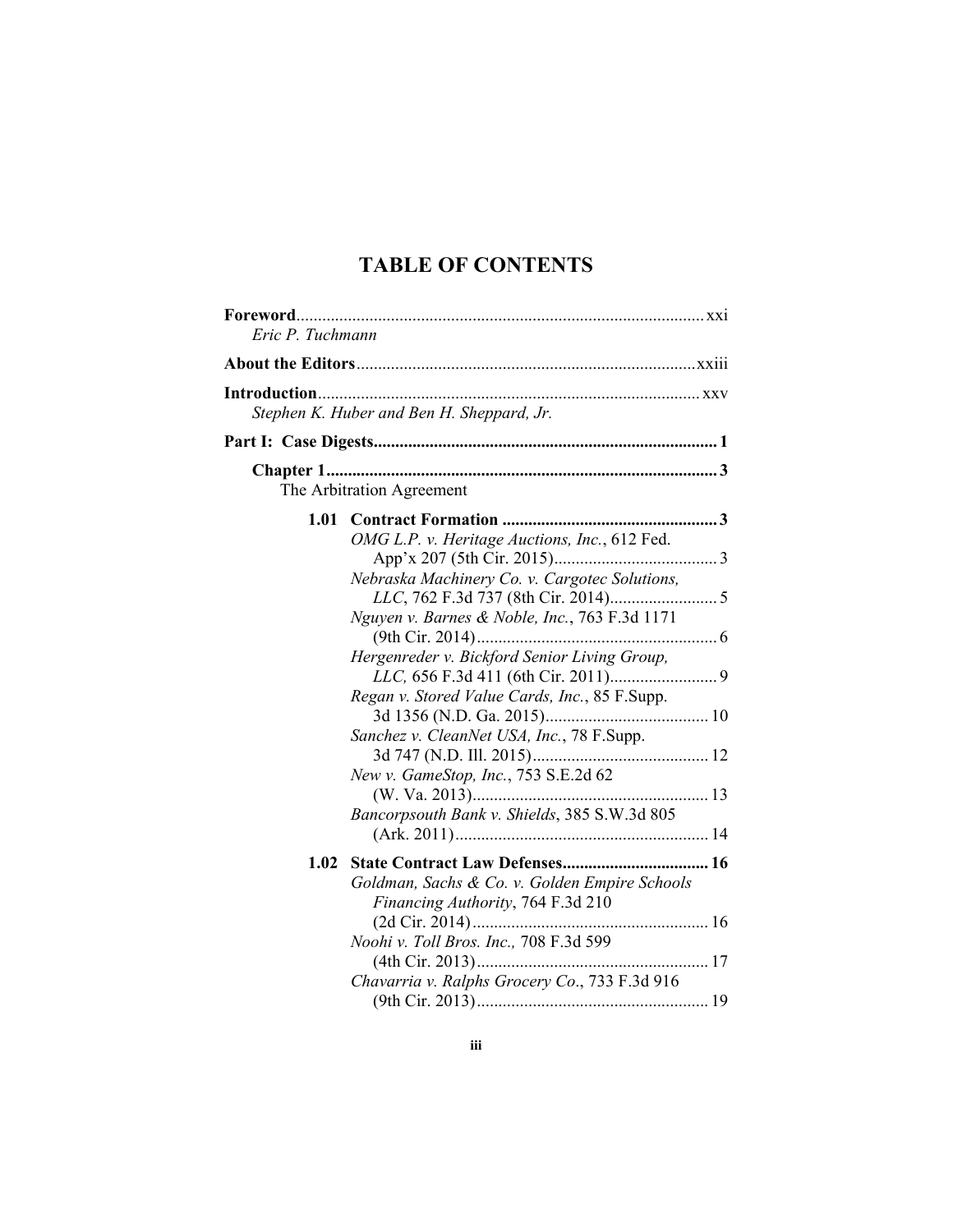# TABLE OF CONTENTS

**Foreword** ........................................................................................ xxi
*Eric P. Tuchmann*

**About the Editors** ........................................................................ xxiii

**Introduction** .................................................................................. xxv
*Stephen K. Huber and Ben H. Sheppard, Jr.*

**Part I: Case Digests** ........................................................................ 1

**Chapter 1** ........................................................................................ 3
The Arbitration Agreement

**1.01 Contract Formation** ................................................................. 3

*OMG L.P. v. Heritage Auctions, Inc.*, 612 Fed. App'x 207 (5th Cir. 2015) ........................................ 3

*Nebraska Machinery Co. v. Cargotec Solutions, LLC*, 762 F.3d 737 (8th Cir. 2014) ........................ 5

*Nguyen v. Barnes & Noble, Inc.*, 763 F.3d 1171 (9th Cir. 2014) ................................................ 6

*Hergenreder v. Bickford Senior Living Group, LLC,* 656 F.3d 411 (6th Cir. 2011) ........................ 9

*Regan v. Stored Value Cards, Inc.*, 85 F.Supp. 3d 1356 (N.D. Ga. 2015) ...................................... 10

*Sanchez v. CleanNet USA, Inc.*, 78 F.Supp. 3d 747 (N.D. Ill. 2015) ........................................... 12

*New v. GameStop, Inc.*, 753 S.E.2d 62 (W. Va. 2013) ................................................................ 13

*Bancorpsouth Bank v. Shields*, 385 S.W.3d 805 (Ark. 2011) ........................................................ 14

**1.02 State Contract Law Defenses** .................................................. 16

*Goldman, Sachs & Co. v. Golden Empire Schools Financing Authority*, 764 F.3d 210 (2d Cir. 2014) ........ 16

*Noohi v. Toll Bros. Inc.,* 708 F.3d 599 (4th Cir. 2013) ............................................................... 17

*Chavarria v. Ralphs Grocery Co*., 733 F.3d 916 (9th Cir. 2013) .................................................. 19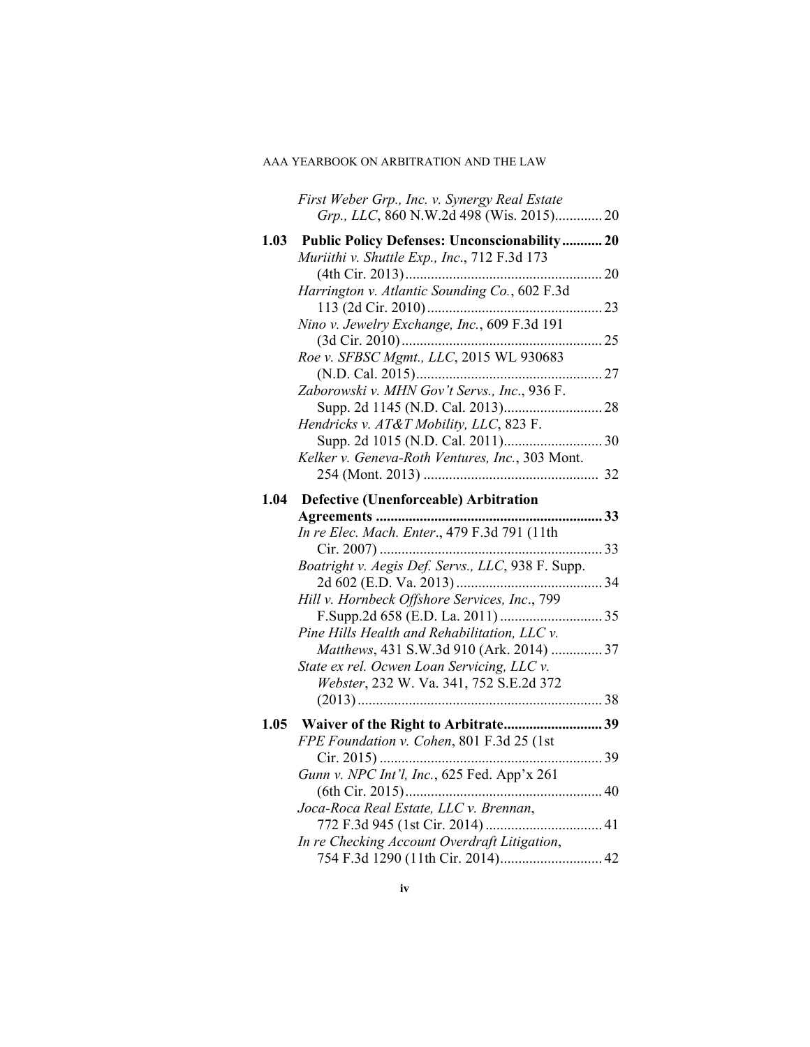*First Weber Grp., Inc. v. Synergy Real Estate Grp., LLC*, 860 N.W.2d 498 (Wis. 2015)............. 20

**1.03 Public Policy Defenses: Unconscionability........... 20**

*Muriithi v. Shuttle Exp., Inc.*, 712 F.3d 173 (4th Cir. 2013)...................................................... 20

*Harrington v. Atlantic Sounding Co.*, 602 F.3d 113 (2d Cir. 2010)................................................ 23

*Nino v. Jewelry Exchange, Inc.*, 609 F.3d 191 (3d Cir. 2010)....................................................... 25

*Roe v. SFBSC Mgmt., LLC*, 2015 WL 930683 (N.D. Cal. 2015)................................................... 27

*Zaborowski v. MHN Gov't Servs., Inc.*, 936 F. Supp. 2d 1145 (N.D. Cal. 2013)........................... 28

*Hendricks v. AT&T Mobility, LLC*, 823 F. Supp. 2d 1015 (N.D. Cal. 2011)........................... 30

*Kelker v. Geneva-Roth Ventures, Inc.*, 303 Mont. 254 (Mont. 2013) ................................................ 32

**1.04 Defective (Unenforceable) Arbitration Agreements ............................................................. 33**

*In re Elec. Mach. Enter.*, 479 F.3d 791 (11th Cir. 2007) ............................................................. 33

*Boatright v. Aegis Def. Servs., LLC*, 938 F. Supp. 2d 602 (E.D. Va. 2013) ........................................ 34

*Hill v. Hornbeck Offshore Services, Inc.*, 799 F.Supp.2d 658 (E.D. La. 2011) ............................ 35

*Pine Hills Health and Rehabilitation, LLC v. Matthews*, 431 S.W.3d 910 (Ark. 2014) .............. 37

*State ex rel. Ocwen Loan Servicing, LLC v. Webster*, 232 W. Va. 341, 752 S.E.2d 372 (2013)................................................................... 38

**1.05 Waiver of the Right to Arbitrate........................... 39**

*FPE Foundation v. Cohen*, 801 F.3d 25 (1st Cir. 2015) ............................................................. 39

*Gunn v. NPC Int'l, Inc.*, 625 Fed. App'x 261 (6th Cir. 2015)...................................................... 40

*Joca-Roca Real Estate, LLC v. Brennan*, 772 F.3d 945 (1st Cir. 2014) ................................ 41

*In re Checking Account Overdraft Litigation*, 754 F.3d 1290 (11th Cir. 2014)............................ 42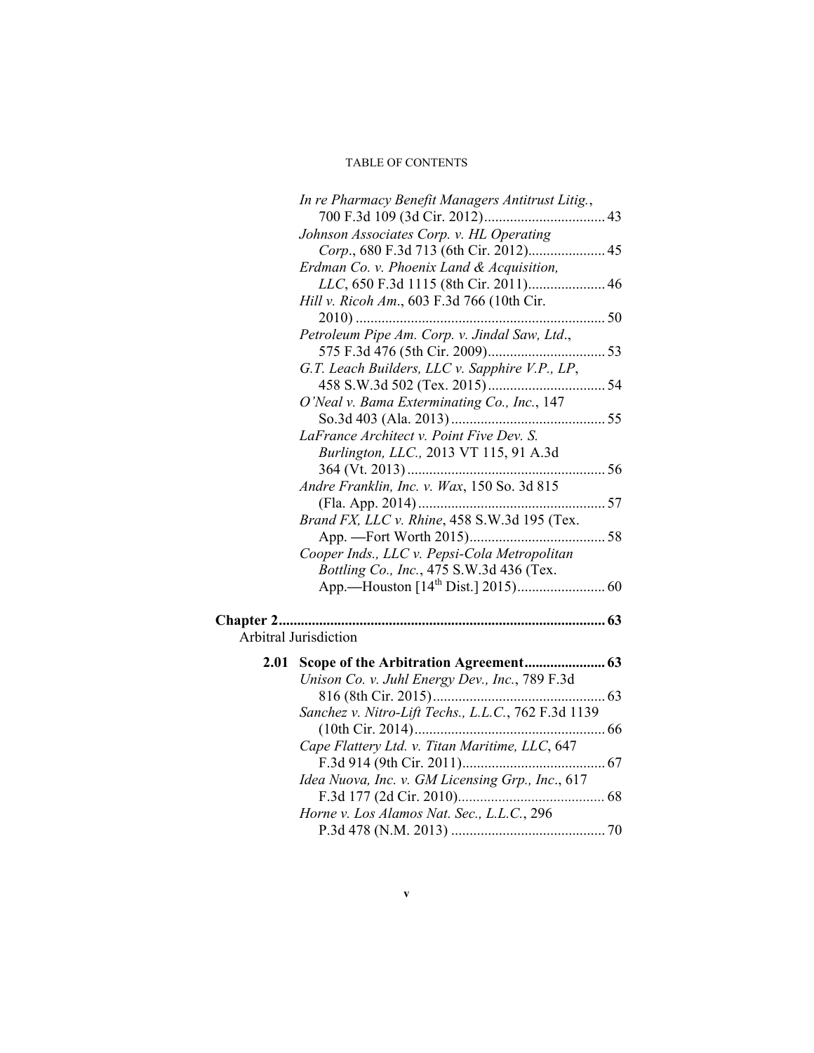*In re Pharmacy Benefit Managers Antitrust Litig.*, 700 F.3d 109 (3d Cir. 2012)................................ 43

*Johnson Associates Corp. v. HL Operating Corp.*, 680 F.3d 713 (6th Cir. 2012)..................... 45

*Erdman Co. v. Phoenix Land & Acquisition, LLC*, 650 F.3d 1115 (8th Cir. 2011)..................... 46

*Hill v. Ricoh Am.*, 603 F.3d 766 (10th Cir. 2010) ................................................................... 50

*Petroleum Pipe Am. Corp. v. Jindal Saw, Ltd.*, 575 F.3d 476 (5th Cir. 2009)................................ 53

*G.T. Leach Builders, LLC v. Sapphire V.P., LP*, 458 S.W.3d 502 (Tex. 2015)................................ 54

*O'Neal v. Bama Exterminating Co., Inc.*, 147 So.3d 403 (Ala. 2013).......................................... 55

*LaFrance Architect v. Point Five Dev. S. Burlington, LLC.,* 2013 VT 115, 91 A.3d 364 (Vt. 2013)...................................................... 56

*Andre Franklin, Inc. v. Wax*, 150 So. 3d 815 (Fla. App. 2014)................................................... 57

*Brand FX, LLC v. Rhine*, 458 S.W.3d 195 (Tex. App. —Fort Worth 2015)..................................... 58

*Cooper Inds., LLC v. Pepsi-Cola Metropolitan Bottling Co., Inc.*, 475 S.W.3d 436 (Tex. App.—Houston [14th Dist.] 2015)........................ 60

**Chapter 2........................................................................................ 63**

Arbitral Jurisdiction

**2.01 Scope of the Arbitration Agreement...................... 63**

*Unison Co. v. Juhl Energy Dev., Inc.*, 789 F.3d 816 (8th Cir. 2015).............................................. 63

*Sanchez v. Nitro-Lift Techs., L.L.C.*, 762 F.3d 1139 (10th Cir. 2014).................................................... 66

*Cape Flattery Ltd. v. Titan Maritime, LLC*, 647 F.3d 914 (9th Cir. 2011)....................................... 67

*Idea Nuova, Inc. v. GM Licensing Grp., Inc.*, 617 F.3d 177 (2d Cir. 2010)........................................ 68

*Horne v. Los Alamos Nat. Sec., L.L.C.*, 296 P.3d 478 (N.M. 2013) .......................................... 70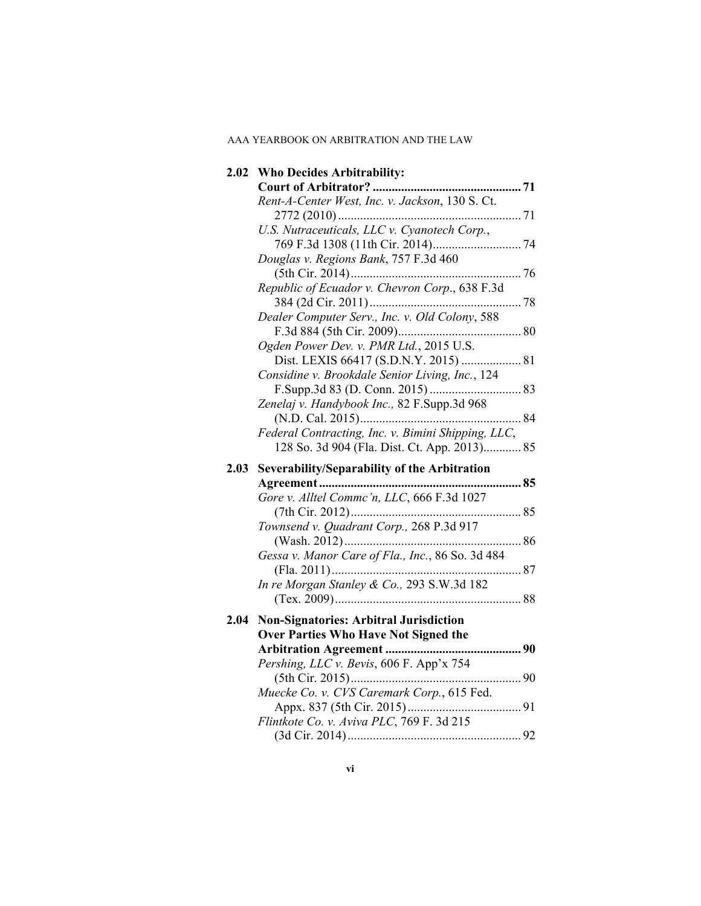**2.02 Who Decides Arbitrability: Court of Arbitrator?** ............ 71

*Rent-A-Center West, Inc. v. Jackson*, 130 S. Ct. 2772 (2010) ............ 71

*U.S. Nutraceuticals, LLC v. Cyanotech Corp.*, 769 F.3d 1308 (11th Cir. 2014) ............ 74

*Douglas v. Regions Bank*, 757 F.3d 460 (5th Cir. 2014) ............ 76

*Republic of Ecuador v. Chevron Corp.*, 638 F.3d 384 (2d Cir. 2011) ............ 78

*Dealer Computer Serv., Inc. v. Old Colony*, 588 F.3d 884 (5th Cir. 2009) ............ 80

*Ogden Power Dev. v. PMR Ltd.*, 2015 U.S. Dist. LEXIS 66417 (S.D.N.Y. 2015) ............ 81

*Considine v. Brookdale Senior Living, Inc.*, 124 F.Supp.3d 83 (D. Conn. 2015) ............ 83

*Zenelaj v. Handybook Inc.,* 82 F.Supp.3d 968 (N.D. Cal. 2015) ............ 84

*Federal Contracting, Inc. v. Bimini Shipping, LLC*, 128 So. 3d 904 (Fla. Dist. Ct. App. 2013) ............ 85

**2.03 Severability/Separability of the Arbitration Agreement** ............ 85

*Gore v. Alltel Commc'n, LLC*, 666 F.3d 1027 (7th Cir. 2012) ............ 85

*Townsend v. Quadrant Corp.,* 268 P.3d 917 (Wash. 2012) ............ 86

*Gessa v. Manor Care of Fla., Inc.*, 86 So. 3d 484 (Fla. 2011) ............ 87

*In re Morgan Stanley & Co.,* 293 S.W.3d 182 (Tex. 2009) ............ 88

**2.04 Non-Signatories: Arbitral Jurisdiction Over Parties Who Have Not Signed the Arbitration Agreement** ............ 90

*Pershing, LLC v. Bevis*, 606 F. App'x 754 (5th Cir. 2015) ............ 90

*Muecke Co. v. CVS Caremark Corp.*, 615 Fed. Appx. 837 (5th Cir. 2015) ............ 91

*Flintkote Co. v. Aviva PLC*, 769 F. 3d 215 (3d Cir. 2014) ............ 92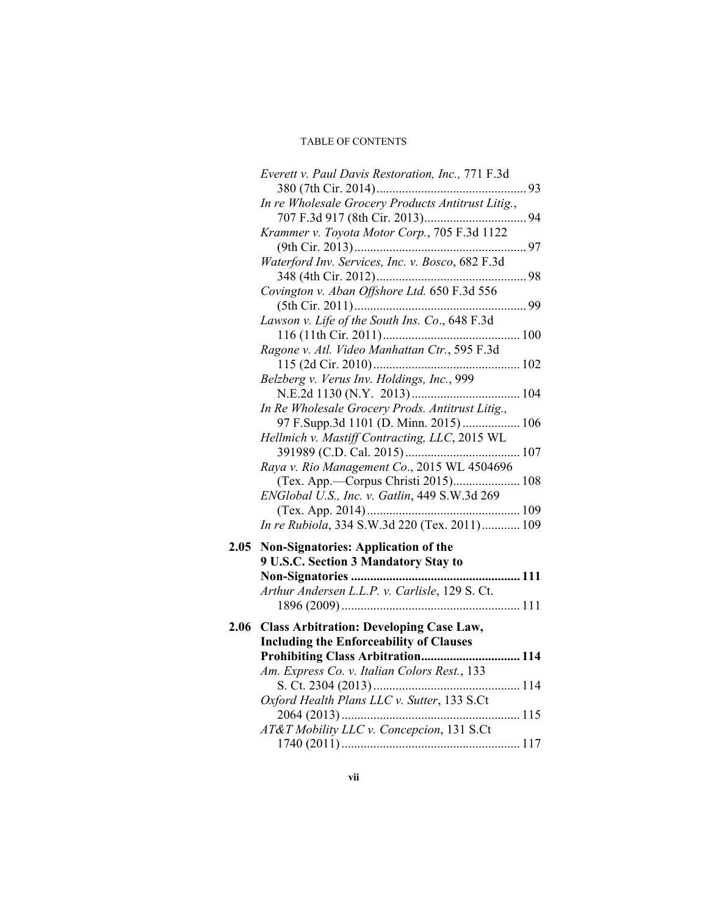*Everett v. Paul Davis Restoration, Inc.,* 771 F.3d 380 (7th Cir. 2014) ............................................. 93

*In re Wholesale Grocery Products Antitrust Litig.*, 707 F.3d 917 (8th Cir. 2013) ................................ 94

*Krammer v. Toyota Motor Corp.*, 705 F.3d 1122 (9th Cir. 2013) ..................................................... 97

*Waterford Inv. Services, Inc. v. Bosco*, 682 F.3d 348 (4th Cir. 2012) .............................................. 98

*Covington v. Aban Offshore Ltd.* 650 F.3d 556 (5th Cir. 2011) ..................................................... 99

*Lawson v. Life of the South Ins. Co*., 648 F.3d 116 (11th Cir. 2011) .......................................... 100

*Ragone v. Atl. Video Manhattan Ctr.*, 595 F.3d 115 (2d Cir. 2010) ............................................. 102

*Belzberg v. Verus Inv. Holdings, Inc.*, 999 N.E.2d 1130 (N.Y. 2013) .................................. 104

*In Re Wholesale Grocery Prods. Antitrust Litig.,* 97 F.Supp.3d 1101 (D. Minn. 2015) .................. 106

*Hellmich v. Mastiff Contracting, LLC*, 2015 WL 391989 (C.D. Cal. 2015) .................................... 107

*Raya v. Rio Management Co*., 2015 WL 4504696 (Tex. App.—Corpus Christi 2015)..................... 108

*ENGlobal U.S., Inc. v. Gatlin*, 449 S.W.3d 269 (Tex. App. 2014) ................................................ 109

*In re Rubiola*, 334 S.W.3d 220 (Tex. 2011) ............ 109

**2.05 Non-Signatories: Application of the 9 U.S.C. Section 3 Mandatory Stay to Non-Signatories ..................................................... 111**

*Arthur Andersen L.L.P. v. Carlisle*, 129 S. Ct. 1896 (2009) ....................................................... 111

**2.06 Class Arbitration: Developing Case Law, Including the Enforceability of Clauses Prohibiting Class Arbitration............................... 114**

*Am. Express Co. v. Italian Colors Rest.*, 133 S. Ct. 2304 (2013) ............................................. 114

*Oxford Health Plans LLC v. Sutter*, 133 S.Ct 2064 (2013) ....................................................... 115

*AT&T Mobility LLC v. Concepcion*, 131 S.Ct 1740 (2011) ....................................................... 117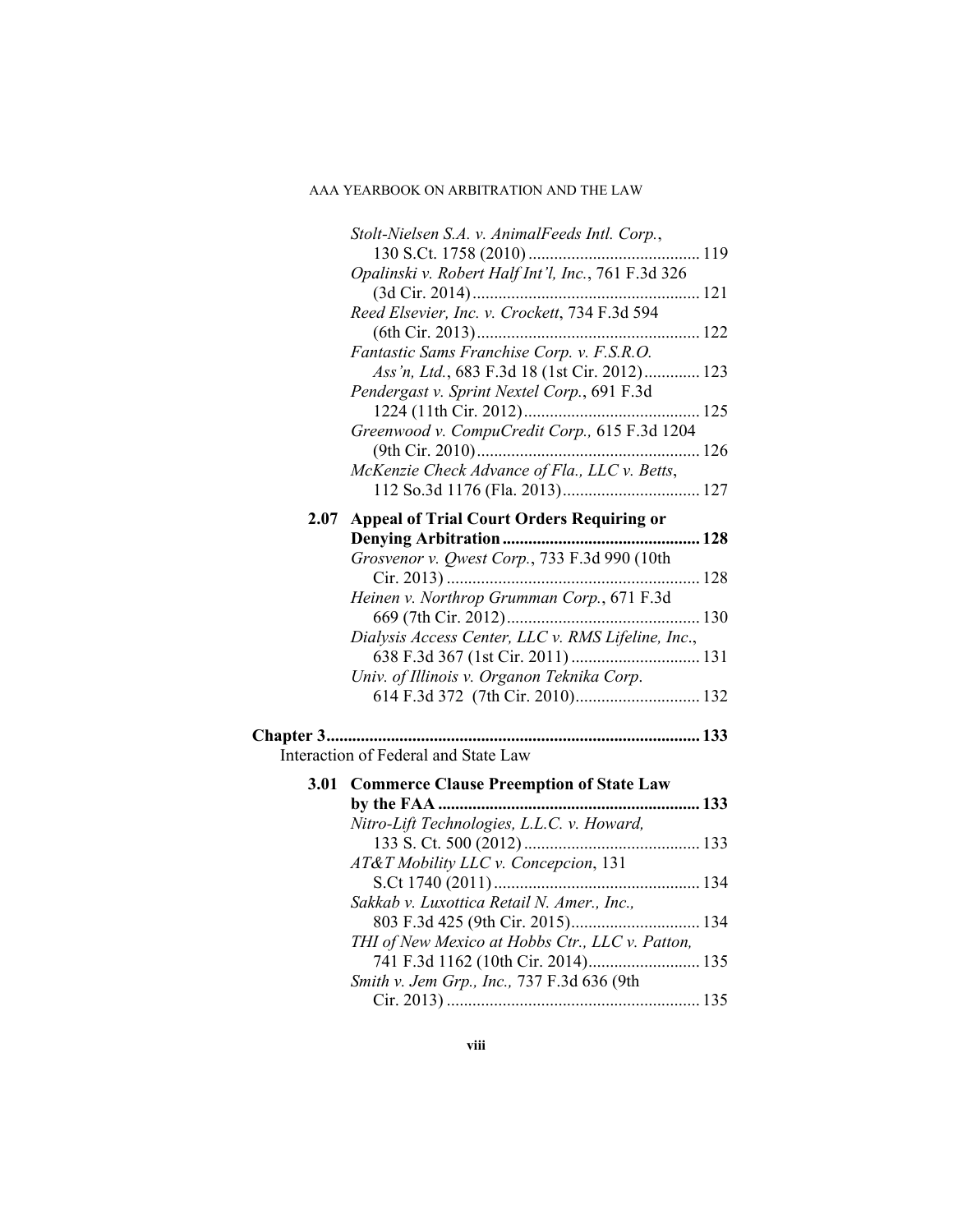*Stolt-Nielsen S.A. v. AnimalFeeds Intl. Corp.*, 130 S.Ct. 1758 (2010) ........................................ 119

*Opalinski v. Robert Half Int'l, Inc.*, 761 F.3d 326 (3d Cir. 2014) ..................................................... 121

*Reed Elsevier, Inc. v. Crockett*, 734 F.3d 594 (6th Cir. 2013) .................................................... 122

*Fantastic Sams Franchise Corp. v. F.S.R.O. Ass'n, Ltd.*, 683 F.3d 18 (1st Cir. 2012) ............. 123

*Pendergast v. Sprint Nextel Corp.*, 691 F.3d 1224 (11th Cir. 2012) ......................................... 125

*Greenwood v. CompuCredit Corp.,* 615 F.3d 1204 (9th Cir. 2010) .................................................... 126

*McKenzie Check Advance of Fla., LLC v. Betts*, 112 So.3d 1176 (Fla. 2013) ................................ 127

**2.07 Appeal of Trial Court Orders Requiring or Denying Arbitration ............................................. 128**

*Grosvenor v. Qwest Corp.*, 733 F.3d 990 (10th Cir. 2013) .......................................................... 128

*Heinen v. Northrop Grumman Corp.*, 671 F.3d 669 (7th Cir. 2012) ............................................. 130

*Dialysis Access Center, LLC v. RMS Lifeline, Inc.*, 638 F.3d 367 (1st Cir. 2011) ............................. 131

*Univ. of Illinois v. Organon Teknika Corp.* 614 F.3d 372 (7th Cir. 2010) ............................. 132

**Chapter 3 ...................................................................................... 133**

Interaction of Federal and State Law

**3.01 Commerce Clause Preemption of State Law by the FAA ............................................................ 133**

*Nitro-Lift Technologies, L.L.C. v. Howard,* 133 S. Ct. 500 (2012) ......................................... 133

*AT&T Mobility LLC v. Concepcion*, 131 S.Ct 1740 (2011) ................................................ 134

*Sakkab v. Luxottica Retail N. Amer., Inc.,* 803 F.3d 425 (9th Cir. 2015) .............................. 134

*THI of New Mexico at Hobbs Ctr., LLC v. Patton,* 741 F.3d 1162 (10th Cir. 2014) .......................... 135

*Smith v. Jem Grp., Inc.,* 737 F.3d 636 (9th Cir. 2013) .......................................................... 135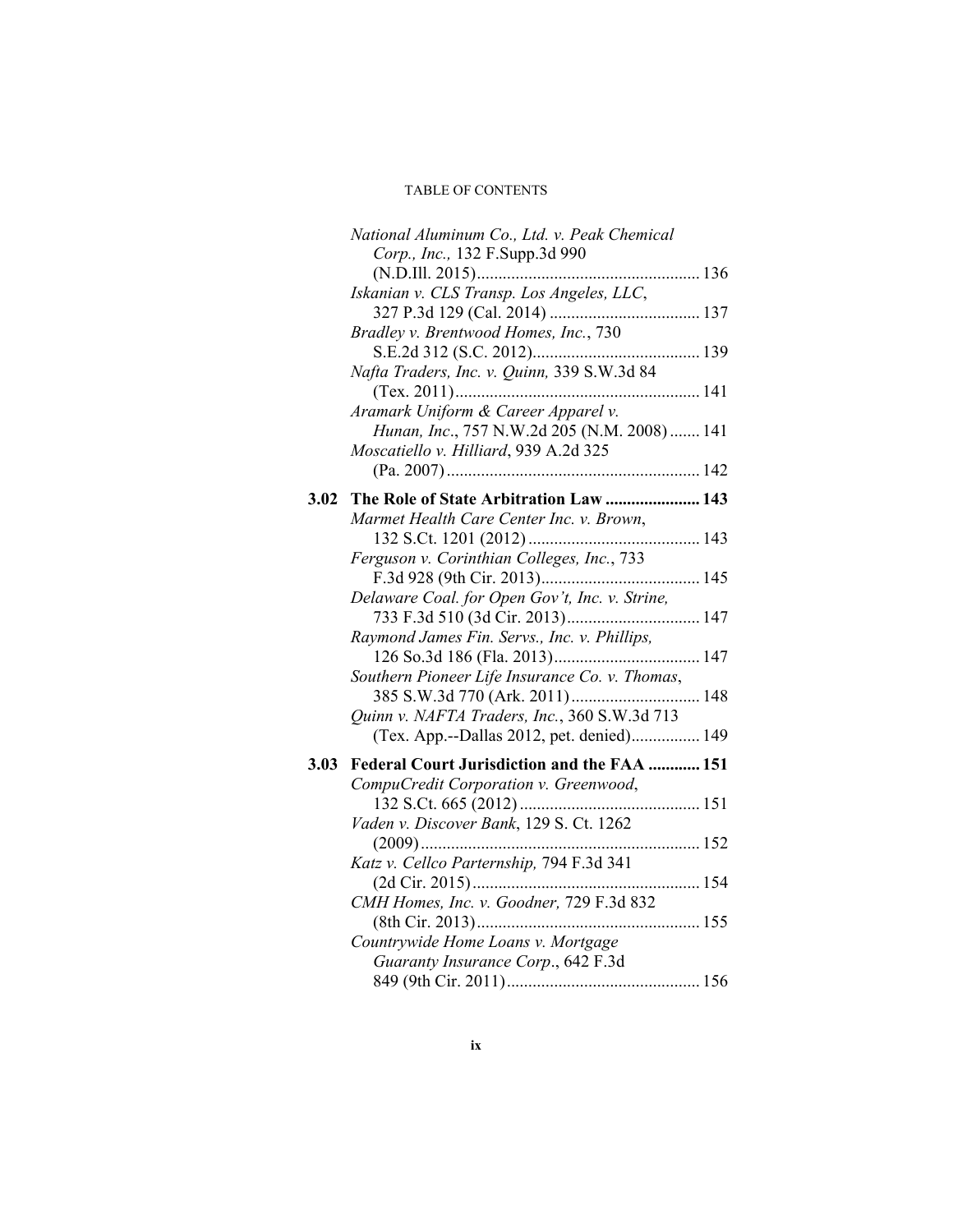*National Aluminum Co., Ltd. v. Peak Chemical Corp., Inc.,* 132 F.Supp.3d 990 (N.D.Ill. 2015) .................................................... 136

*Iskanian v. CLS Transp. Los Angeles, LLC*, 327 P.3d 129 (Cal. 2014) ................................... 137

*Bradley v. Brentwood Homes, Inc.*, 730 S.E.2d 312 (S.C. 2012) ....................................... 139

*Nafta Traders, Inc. v. Quinn,* 339 S.W.3d 84 (Tex. 2011) ......................................................... 141

*Aramark Uniform & Career Apparel v. Hunan, Inc*., 757 N.W.2d 205 (N.M. 2008) ....... 141

*Moscatiello v. Hilliard*, 939 A.2d 325 (Pa. 2007) ........................................................... 142

**3.02 The Role of State Arbitration Law ...................... 143**

*Marmet Health Care Center Inc. v. Brown*, 132 S.Ct. 1201 (2012) ........................................ 143

*Ferguson v. Corinthian Colleges, Inc.*, 733 F.3d 928 (9th Cir. 2013) ..................................... 145

*Delaware Coal. for Open Gov't, Inc. v. Strine,* 733 F.3d 510 (3d Cir. 2013) ............................... 147

*Raymond James Fin. Servs., Inc. v. Phillips,* 126 So.3d 186 (Fla. 2013) .................................. 147

*Southern Pioneer Life Insurance Co. v. Thomas*, 385 S.W.3d 770 (Ark. 2011) .............................. 148

*Quinn v. NAFTA Traders, Inc.*, 360 S.W.3d 713 (Tex. App.--Dallas 2012, pet. denied) ................ 149

**3.03 Federal Court Jurisdiction and the FAA ............ 151**

*CompuCredit Corporation v. Greenwood*, 132 S.Ct. 665 (2012) .......................................... 151

*Vaden v. Discover Bank*, 129 S. Ct. 1262 (2009) ................................................................. 152

*Katz v. Cellco Parternship,* 794 F.3d 341 (2d Cir. 2015) ..................................................... 154

*CMH Homes, Inc. v. Goodner,* 729 F.3d 832 (8th Cir. 2013) .................................................... 155

*Countrywide Home Loans v. Mortgage Guaranty Insurance Corp*., 642 F.3d 849 (9th Cir. 2011) ............................................ 156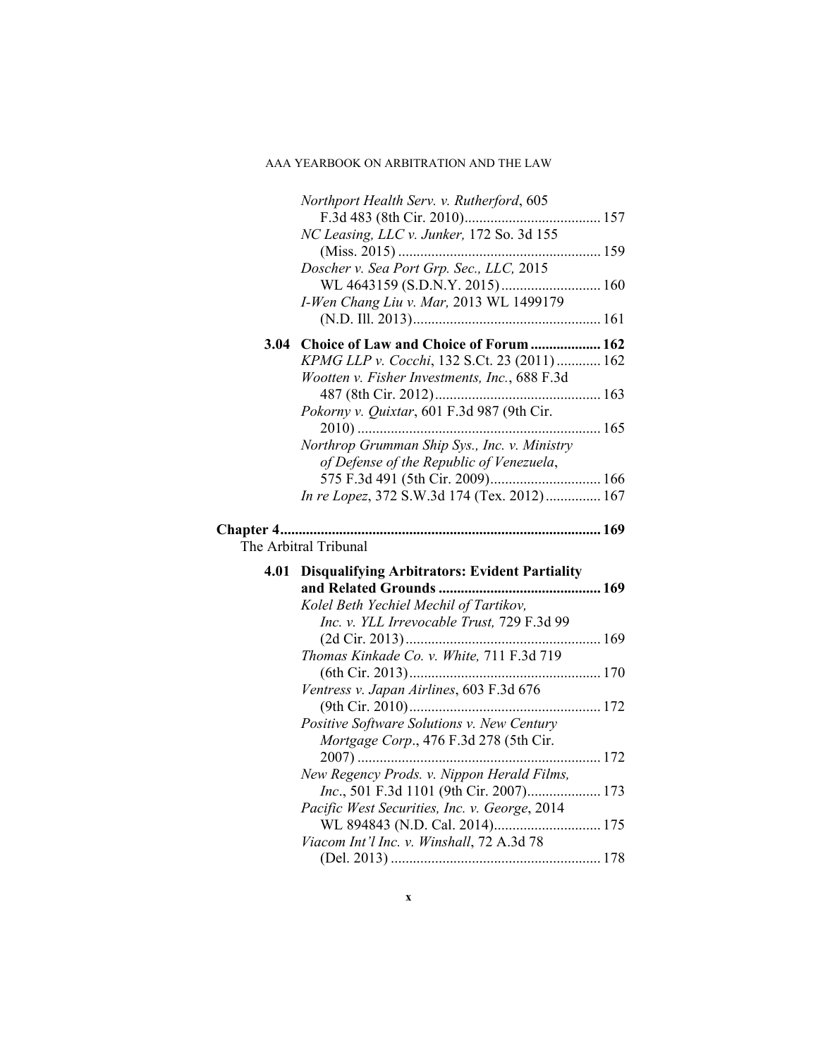*Northport Health Serv. v. Rutherford*, 605 F.3d 483 (8th Cir. 2010) ..... 157

*NC Leasing, LLC v. Junker,* 172 So. 3d 155 (Miss. 2015) ..... 159

*Doscher v. Sea Port Grp. Sec., LLC,* 2015 WL 4643159 (S.D.N.Y. 2015) ..... 160

*I-Wen Chang Liu v. Mar,* 2013 WL 1499179 (N.D. Ill. 2013) ..... 161

**3.04 Choice of Law and Choice of Forum ..... 162**

*KPMG LLP v. Cocchi*, 132 S.Ct. 23 (2011) ..... 162

*Wootten v. Fisher Investments, Inc.*, 688 F.3d 487 (8th Cir. 2012) ..... 163

*Pokorny v. Quixtar*, 601 F.3d 987 (9th Cir. 2010) ..... 165

*Northrop Grumman Ship Sys., Inc. v. Ministry of Defense of the Republic of Venezuela*, 575 F.3d 491 (5th Cir. 2009) ..... 166

*In re Lopez*, 372 S.W.3d 174 (Tex. 2012) ..... 167

**Chapter 4 ..... 169**

The Arbitral Tribunal

**4.01 Disqualifying Arbitrators: Evident Partiality and Related Grounds ..... 169**

*Kolel Beth Yechiel Mechil of Tartikov, Inc. v. YLL Irrevocable Trust,* 729 F.3d 99 (2d Cir. 2013) ..... 169

*Thomas Kinkade Co. v. White,* 711 F.3d 719 (6th Cir. 2013) ..... 170

*Ventress v. Japan Airlines*, 603 F.3d 676 (9th Cir. 2010) ..... 172

*Positive Software Solutions v. New Century Mortgage Corp*., 476 F.3d 278 (5th Cir. 2007) ..... 172

*New Regency Prods. v. Nippon Herald Films, Inc*., 501 F.3d 1101 (9th Cir. 2007) ..... 173

*Pacific West Securities, Inc. v. George*, 2014 WL 894843 (N.D. Cal. 2014) ..... 175

*Viacom Int'l Inc. v. Winshall*, 72 A.3d 78 (Del. 2013) ..... 178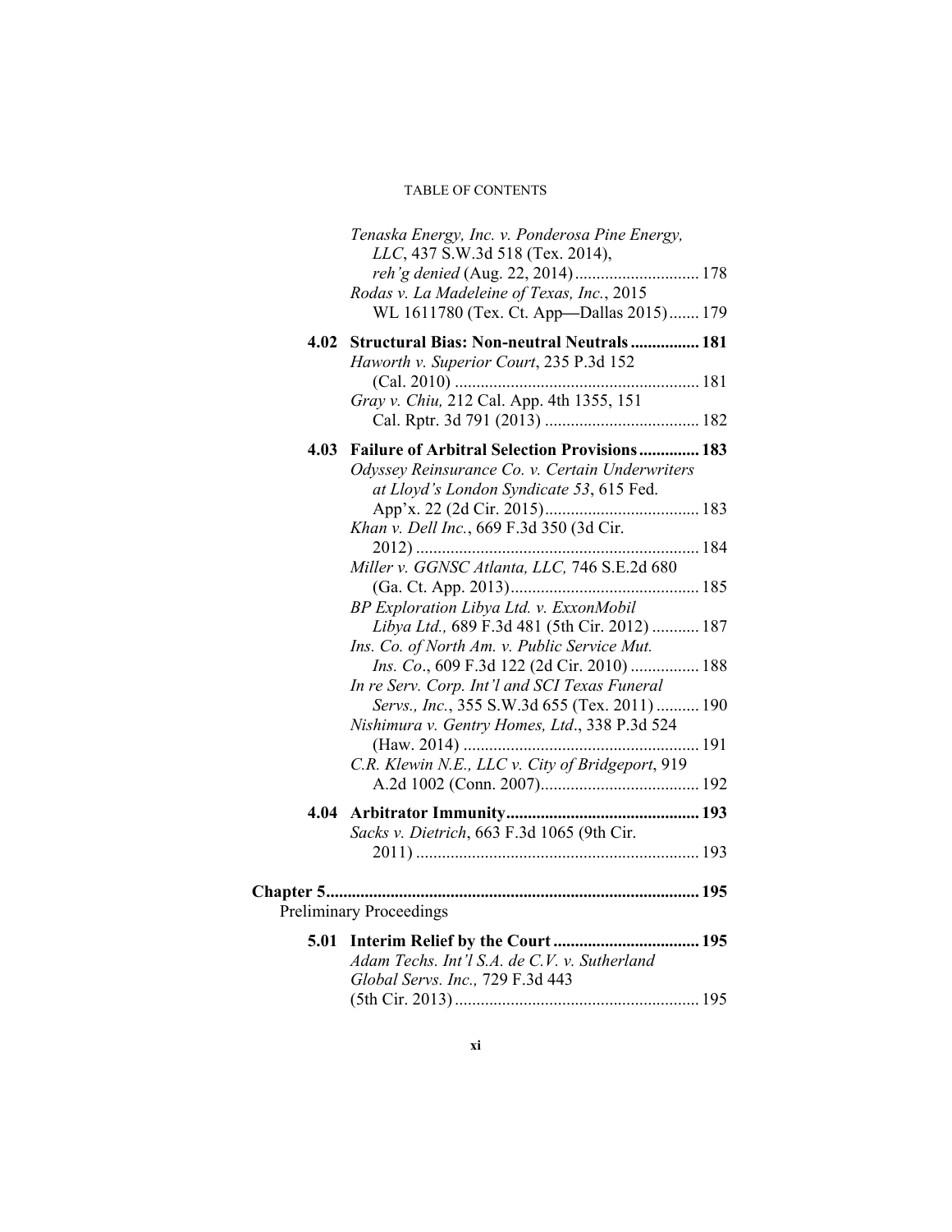*Tenaska Energy, Inc. v. Ponderosa Pine Energy, LLC*, 437 S.W.3d 518 (Tex. 2014), *reh'g denied* (Aug. 22, 2014) ............................ 178

*Rodas v. La Madeleine of Texas, Inc.*, 2015 WL 1611780 (Tex. Ct. App—Dallas 2015) ....... 179

**4.02 Structural Bias: Non-neutral Neutrals ................ 181**

*Haworth v. Superior Court*, 235 P.3d 152 (Cal. 2010) ........................................................ 181

*Gray v. Chiu,* 212 Cal. App. 4th 1355, 151 Cal. Rptr. 3d 791 (2013) .................................... 182

**4.03 Failure of Arbitral Selection Provisions .............. 183**

*Odyssey Reinsurance Co. v. Certain Underwriters at Lloyd's London Syndicate 53*, 615 Fed. App'x. 22 (2d Cir. 2015) .................................... 183

*Khan v. Dell Inc.*, 669 F.3d 350 (3d Cir. 2012) ................................................................. 184

*Miller v. GGNSC Atlanta, LLC,* 746 S.E.2d 680 (Ga. Ct. App. 2013) ........................................... 185

*BP Exploration Libya Ltd. v. ExxonMobil Libya Ltd.,* 689 F.3d 481 (5th Cir. 2012) ........... 187

*Ins. Co. of North Am. v. Public Service Mut. Ins. Co*., 609 F.3d 122 (2d Cir. 2010) ................ 188

*In re Serv. Corp. Int'l and SCI Texas Funeral Servs., Inc.*, 355 S.W.3d 655 (Tex. 2011) .......... 190

*Nishimura v. Gentry Homes, Ltd*., 338 P.3d 524 (Haw. 2014) ....................................................... 191

*C.R. Klewin N.E., LLC v. City of Bridgeport*, 919 A.2d 1002 (Conn. 2007) ..................................... 192

**4.04 Arbitrator Immunity ............................................ 193**

*Sacks v. Dietrich*, 663 F.3d 1065 (9th Cir. 2011) ................................................................. 193

**Chapter 5 ...................................................................................... 195**

Preliminary Proceedings

**5.01 Interim Relief by the Court .................................. 195**

*Adam Techs. Int'l S.A. de C.V. v. Sutherland Global Servs. Inc.,* 729 F.3d 443 (5th Cir. 2013) ........................................................ 195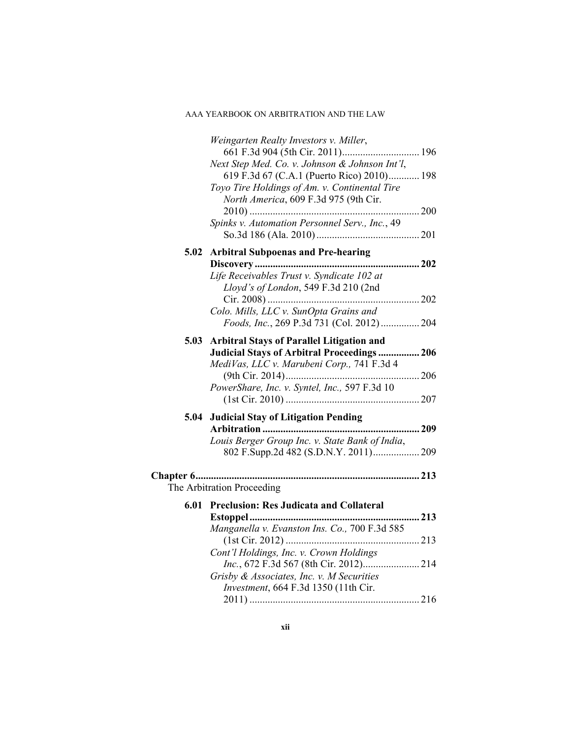*Weingarten Realty Investors v. Miller*, 661 F.3d 904 (5th Cir. 2011) .............................. 196

*Next Step Med. Co. v. Johnson & Johnson Int'l*, 619 F.3d 67 (C.A.1 (Puerto Rico) 2010) ............ 198

*Toyo Tire Holdings of Am. v. Continental Tire North America*, 609 F.3d 975 (9th Cir. 2010) .................................................................. 200

*Spinks v. Automation Personnel Serv., Inc.*, 49 So.3d 186 (Ala. 2010) ........................................ 201

**5.02 Arbitral Subpoenas and Pre-hearing Discovery ................................................................ 202**

*Life Receivables Trust v. Syndicate 102 at Lloyd's of London*, 549 F.3d 210 (2nd Cir. 2008) ........................................................... 202

*Colo. Mills, LLC v. SunOpta Grains and Foods, Inc.*, 269 P.3d 731 (Col. 2012) ............... 204

**5.03 Arbitral Stays of Parallel Litigation and Judicial Stays of Arbitral Proceedings ................ 206**

*MediVas, LLC v. Marubeni Corp.,* 741 F.3d 4 (9th Cir. 2014) .................................................... 206

*PowerShare, Inc. v. Syntel, Inc.,* 597 F.3d 10 (1st Cir. 2010) .................................................... 207

**5.04 Judicial Stay of Litigation Pending Arbitration ............................................................ 209**

*Louis Berger Group Inc. v. State Bank of India*, 802 F.Supp.2d 482 (S.D.N.Y. 2011) .................. 209

**Chapter 6 ...................................................................................... 213**

The Arbitration Proceeding

**6.01 Preclusion: Res Judicata and Collateral Estoppel ................................................................ 213**

*Manganella v. Evanston Ins. Co.,* 700 F.3d 585 (1st Cir. 2012) .................................................... 213

*Cont'l Holdings, Inc. v. Crown Holdings Inc.*, 672 F.3d 567 (8th Cir. 2012) ...................... 214

*Grisby & Associates, Inc. v. M Securities Investment*, 664 F.3d 1350 (11th Cir. 2011) ................................................................. 216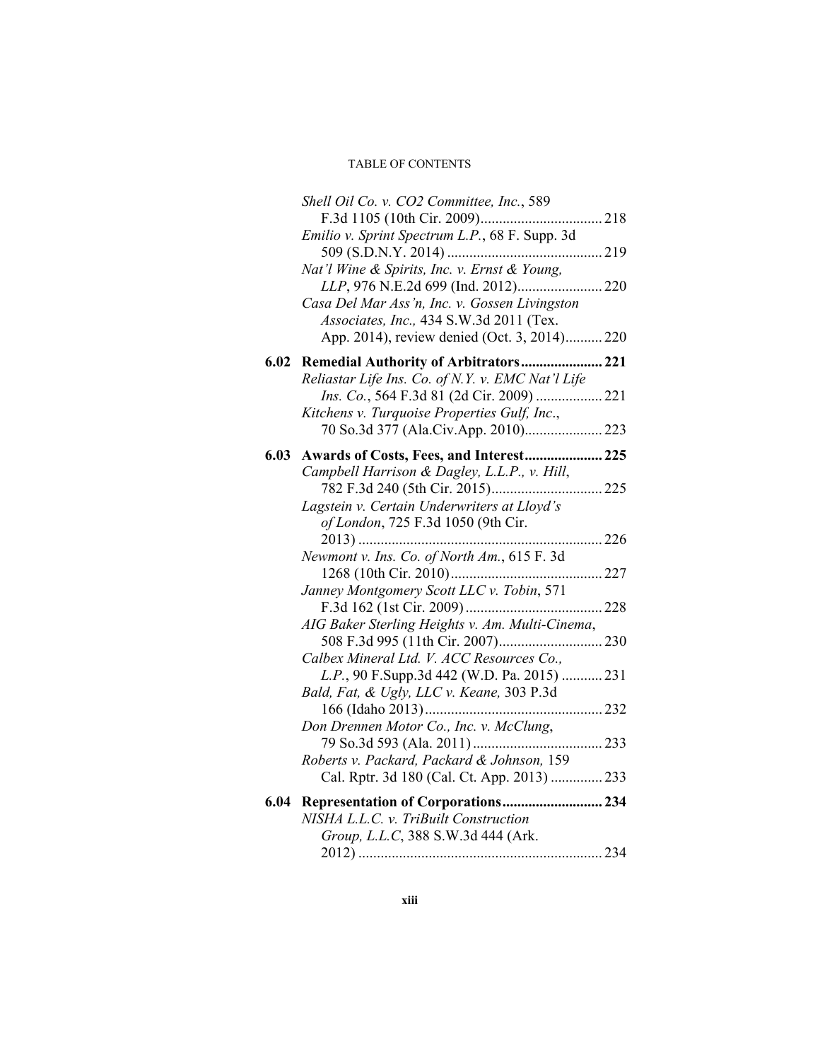*Shell Oil Co. v. CO2 Committee, Inc.*, 589 F.3d 1105 (10th Cir. 2009)................................. 218

*Emilio v. Sprint Spectrum L.P.*, 68 F. Supp. 3d 509 (S.D.N.Y. 2014)......................................... 219

*Nat'l Wine & Spirits, Inc. v. Ernst & Young, LLP*, 976 N.E.2d 699 (Ind. 2012)....................... 220

*Casa Del Mar Ass'n, Inc. v. Gossen Livingston Associates, Inc.,* 434 S.W.3d 2011 (Tex. App. 2014), review denied (Oct. 3, 2014).......... 220

**6.02 Remedial Authority of Arbitrators...................... 221**

*Reliastar Life Ins. Co. of N.Y. v. EMC Nat'l Life Ins. Co.*, 564 F.3d 81 (2d Cir. 2009) .................. 221

*Kitchens v. Turquoise Properties Gulf, Inc.*, 70 So.3d 377 (Ala.Civ.App. 2010)..................... 223

**6.03 Awards of Costs, Fees, and Interest..................... 225**

*Campbell Harrison & Dagley, L.L.P., v. Hill*, 782 F.3d 240 (5th Cir. 2015)............................. 225

*Lagstein v. Certain Underwriters at Lloyd's of London*, 725 F.3d 1050 (9th Cir. 2013)................................................................. 226

*Newmont v. Ins. Co. of North Am.*, 615 F. 3d 1268 (10th Cir. 2010)......................................... 227

*Janney Montgomery Scott LLC v. Tobin*, 571 F.3d 162 (1st Cir. 2009)..................................... 228

*AIG Baker Sterling Heights v. Am. Multi-Cinema*, 508 F.3d 995 (11th Cir. 2007)............................ 230

*Calbex Mineral Ltd. V. ACC Resources Co., L.P.*, 90 F.Supp.3d 442 (W.D. Pa. 2015) ........... 231

*Bald, Fat, & Ugly, LLC v. Keane,* 303 P.3d 166 (Idaho 2013)................................................ 232

*Don Drennen Motor Co., Inc. v. McClung*, 79 So.3d 593 (Ala. 2011)................................... 233

*Roberts v. Packard, Packard & Johnson,* 159 Cal. Rptr. 3d 180 (Cal. Ct. App. 2013) .............. 233

**6.04 Representation of Corporations........................... 234**

*NISHA L.L.C. v. TriBuilt Construction Group, L.L.C*, 388 S.W.3d 444 (Ark. 2012)................................................................. 234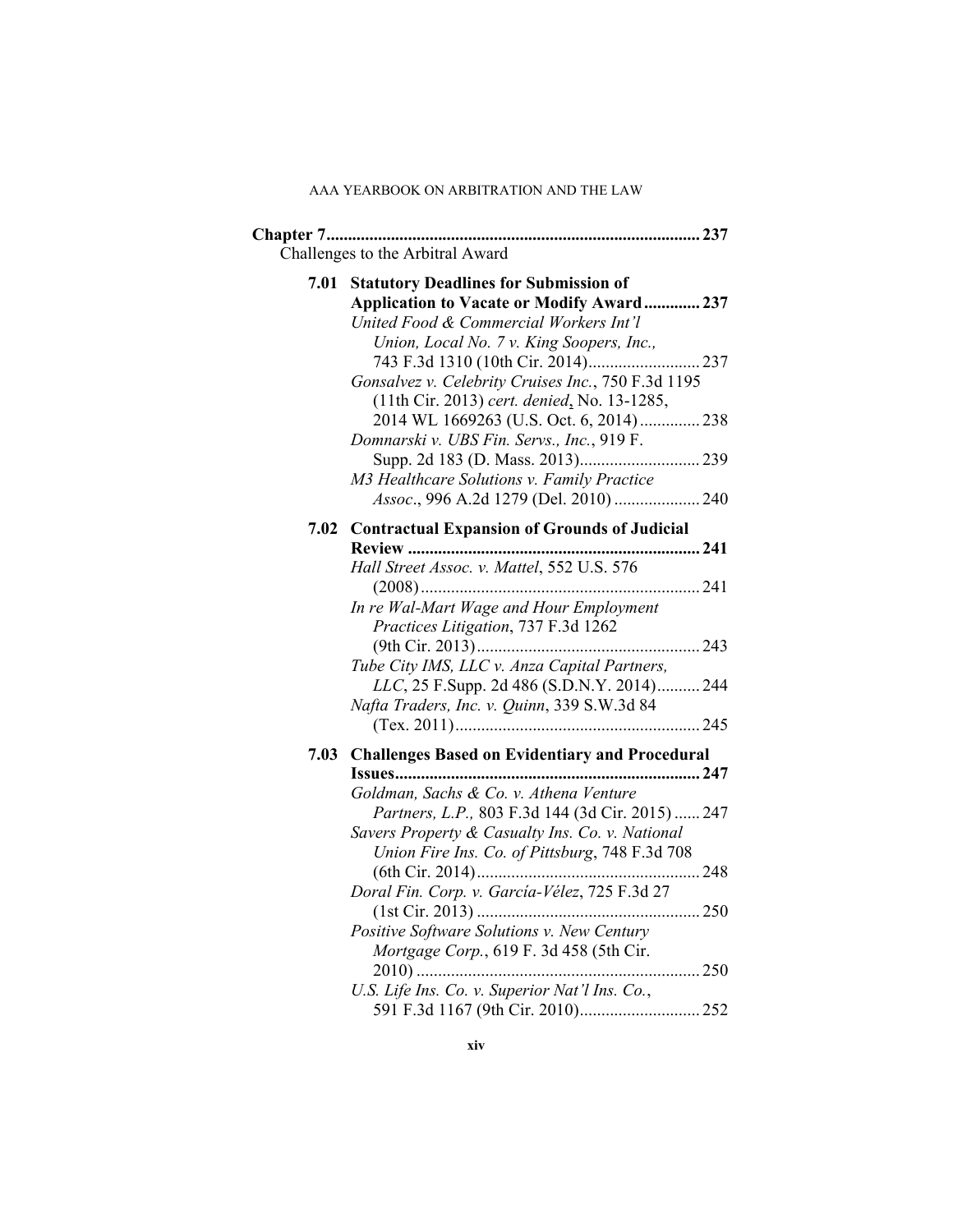**Chapter 7** .......................................................................................... 237
Challenges to the Arbitral Award

**7.01 Statutory Deadlines for Submission of Application to Vacate or Modify Award** ............. 237

*United Food & Commercial Workers Int'l Union, Local No. 7 v. King Soopers, Inc.*, 743 F.3d 1310 (10th Cir. 2014).......................... 237

*Gonsalvez v. Celebrity Cruises Inc.*, 750 F.3d 1195 (11th Cir. 2013) *cert. denied*, No. 13-1285, 2014 WL 1669263 (U.S. Oct. 6, 2014) .............. 238

*Domnarski v. UBS Fin. Servs., Inc.*, 919 F. Supp. 2d 183 (D. Mass. 2013)............................ 239

*M3 Healthcare Solutions v. Family Practice Assoc.*, 996 A.2d 1279 (Del. 2010) .................... 240

**7.02 Contractual Expansion of Grounds of Judicial Review** .................................................................... 241

*Hall Street Assoc. v. Mattel*, 552 U.S. 576 (2008)................................................................. 241

*In re Wal-Mart Wage and Hour Employment Practices Litigation*, 737 F.3d 1262 (9th Cir. 2013).................................................... 243

*Tube City IMS, LLC v. Anza Capital Partners, LLC*, 25 F.Supp. 2d 486 (S.D.N.Y. 2014).......... 244

*Nafta Traders, Inc. v. Quinn*, 339 S.W.3d 84 (Tex. 2011)......................................................... 245

**7.03 Challenges Based on Evidentiary and Procedural Issues**....................................................................... 247

*Goldman, Sachs & Co. v. Athena Venture Partners, L.P.,* 803 F.3d 144 (3d Cir. 2015) ...... 247

*Savers Property & Casualty Ins. Co. v. National Union Fire Ins. Co. of Pittsburg*, 748 F.3d 708 (6th Cir. 2014).................................................... 248

*Doral Fin. Corp. v. García-Vélez*, 725 F.3d 27 (1st Cir. 2013) .................................................... 250

*Positive Software Solutions v. New Century Mortgage Corp.*, 619 F. 3d 458 (5th Cir. 2010) .................................................................. 250

*U.S. Life Ins. Co. v. Superior Nat'l Ins. Co.*, 591 F.3d 1167 (9th Cir. 2010)............................ 252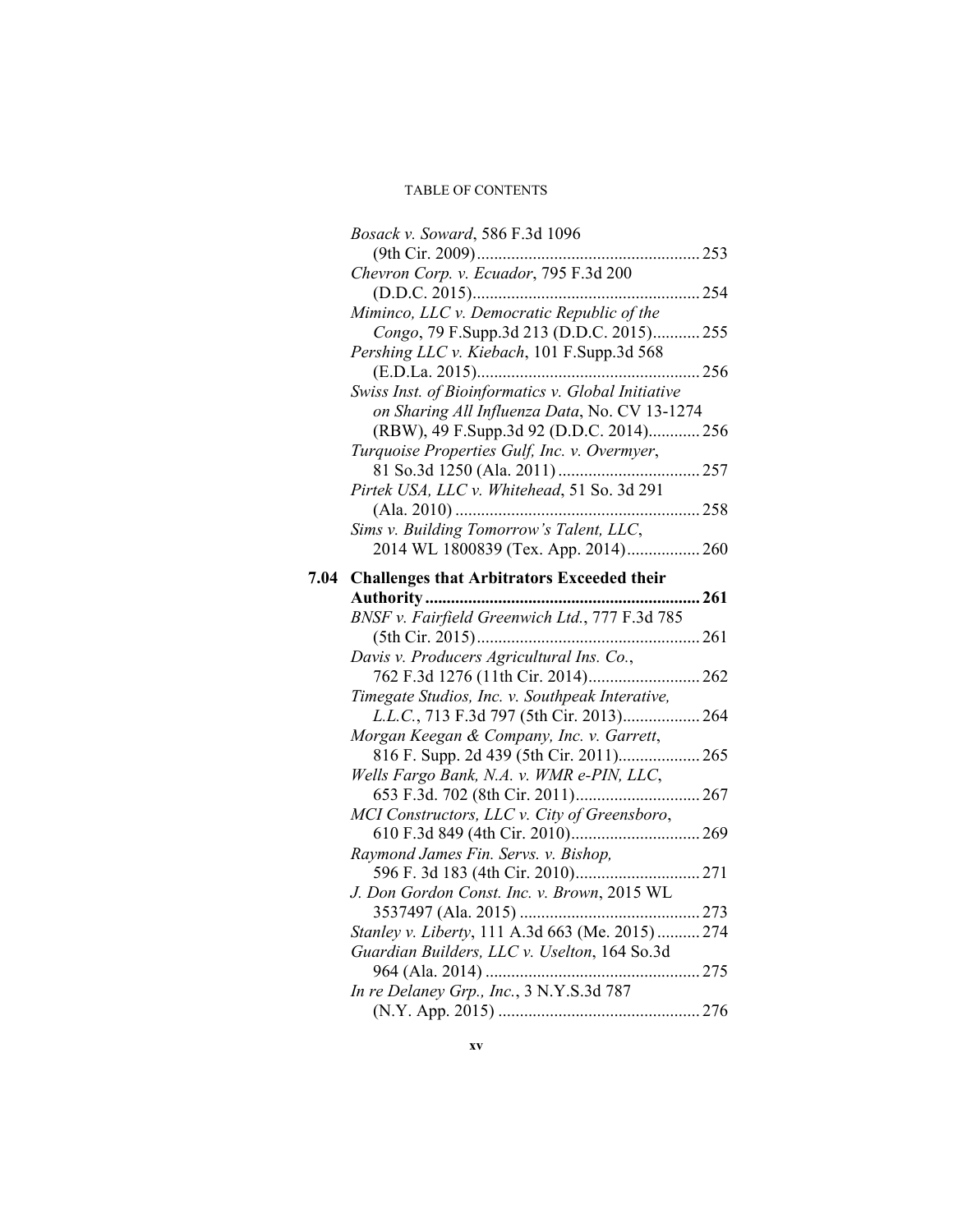*Bosack v. Soward*, 586 F.3d 1096 (9th Cir. 2009)....................................................253

*Chevron Corp. v. Ecuador*, 795 F.3d 200 (D.D.C. 2015).....................................................254

*Miminco, LLC v. Democratic Republic of the Congo*, 79 F.Supp.3d 213 (D.D.C. 2015)...........255

*Pershing LLC v. Kiebach*, 101 F.Supp.3d 568 (E.D.La. 2015)....................................................256

*Swiss Inst. of Bioinformatics v. Global Initiative on Sharing All Influenza Data*, No. CV 13-1274 (RBW), 49 F.Supp.3d 92 (D.D.C. 2014)............256

*Turquoise Properties Gulf, Inc. v. Overmyer*, 81 So.3d 1250 (Ala. 2011) .................................257

*Pirtek USA, LLC v. Whitehead*, 51 So. 3d 291 (Ala. 2010) .........................................................258

*Sims v. Building Tomorrow's Talent, LLC*, 2014 WL 1800839 (Tex. App. 2014).................260

**7.04 Challenges that Arbitrators Exceeded their Authority..............................................................261**

*BNSF v. Fairfield Greenwich Ltd.*, 777 F.3d 785 (5th Cir. 2015)....................................................261

*Davis v. Producers Agricultural Ins. Co.*, 762 F.3d 1276 (11th Cir. 2014).........................262

*Timegate Studios, Inc. v. Southpeak Interative, L.L.C.*, 713 F.3d 797 (5th Cir. 2013)..................264

*Morgan Keegan & Company, Inc. v. Garrett*, 816 F. Supp. 2d 439 (5th Cir. 2011)...................265

*Wells Fargo Bank, N.A. v. WMR e-PIN, LLC*, 653 F.3d. 702 (8th Cir. 2011)............................267

*MCI Constructors, LLC v. City of Greensboro*, 610 F.3d 849 (4th Cir. 2010).............................269

*Raymond James Fin. Servs. v. Bishop*, 596 F. 3d 183 (4th Cir. 2010)............................271

*J. Don Gordon Const. Inc. v. Brown*, 2015 WL 3537497 (Ala. 2015) ..........................................273

*Stanley v. Liberty*, 111 A.3d 663 (Me. 2015)..........274

*Guardian Builders, LLC v. Uselton*, 164 So.3d 964 (Ala. 2014) ..................................................275

*In re Delaney Grp., Inc.*, 3 N.Y.S.3d 787 (N.Y. App. 2015) ..............................................276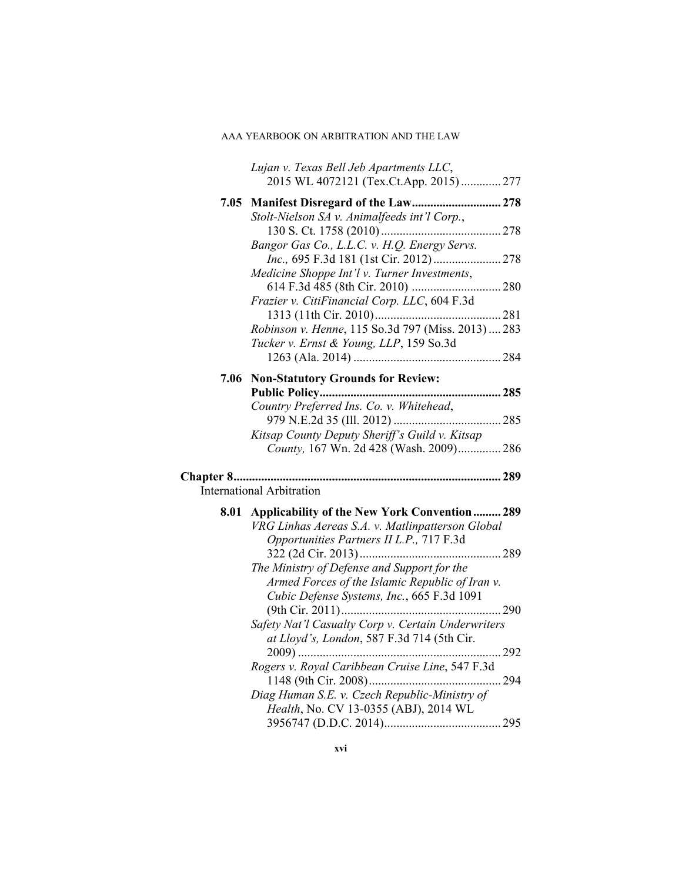*Lujan v. Texas Bell Jeb Apartments LLC*, 2015 WL 4072121 (Tex.Ct.App. 2015) ............. 277

**7.05 Manifest Disregard of the Law............................. 278**

*Stolt-Nielson SA v. Animalfeeds int'l Corp.*, 130 S. Ct. 1758 (2010) ....................................... 278

*Bangor Gas Co., L.L.C. v. H.Q. Energy Servs. Inc.,* 695 F.3d 181 (1st Cir. 2012) ...................... 278

*Medicine Shoppe Int'l v. Turner Investments*, 614 F.3d 485 (8th Cir. 2010) ............................ 280

*Frazier v. CitiFinancial Corp. LLC*, 604 F.3d 1313 (11th Cir. 2010) ......................................... 281

*Robinson v. Henne*, 115 So.3d 797 (Miss. 2013) .... 283

*Tucker v. Ernst & Young, LLP*, 159 So.3d 1263 (Ala. 2014) ................................................ 284

**7.06 Non-Statutory Grounds for Review: Public Policy........................................................... 285**

*Country Preferred Ins. Co. v. Whitehead*, 979 N.E.2d 35 (Ill. 2012) ................................... 285

*Kitsap County Deputy Sheriff's Guild v. Kitsap County,* 167 Wn. 2d 428 (Wash. 2009).............. 286

**Chapter 8...................................................................................... 289**

International Arbitration

**8.01 Applicability of the New York Convention......... 289**

*VRG Linhas Aereas S.A. v. Matlinpatterson Global Opportunities Partners II L.P.,* 717 F.3d 322 (2d Cir. 2013) .............................................. 289

*The Ministry of Defense and Support for the Armed Forces of the Islamic Republic of Iran v. Cubic Defense Systems, Inc.*, 665 F.3d 1091 (9th Cir. 2011).................................................... 290

*Safety Nat'l Casualty Corp v. Certain Underwriters at Lloyd's, London*, 587 F.3d 714 (5th Cir. 2009) .................................................................. 292

*Rogers v. Royal Caribbean Cruise Line*, 547 F.3d 1148 (9th Cir. 2008) ........................................... 294

*Diag Human S.E. v. Czech Republic-Ministry of Health*, No. CV 13-0355 (ABJ), 2014 WL 3956747 (D.D.C. 2014)...................................... 295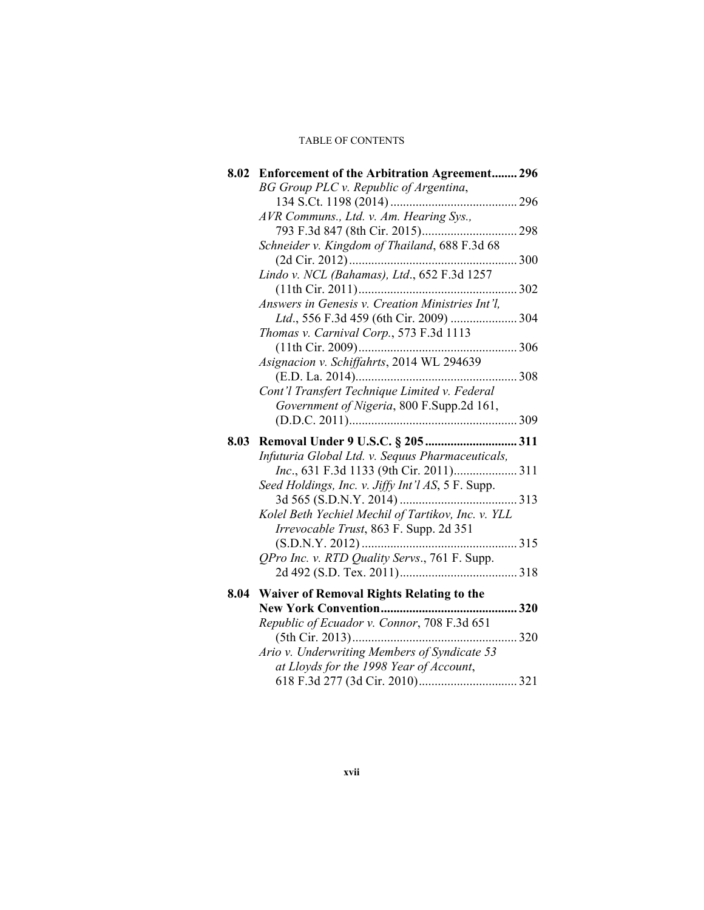| | | |
|---|---|---|
| **8.02** | **Enforcement of the Arbitration Agreement** | **296** |
| | *BG Group PLC v. Republic of Argentina*, 134 S.Ct. 1198 (2014) | 296 |
| | *AVR Communs., Ltd. v. Am. Hearing Sys.*, 793 F.3d 847 (8th Cir. 2015) | 298 |
| | *Schneider v. Kingdom of Thailand*, 688 F.3d 68 (2d Cir. 2012) | 300 |
| | *Lindo v. NCL (Bahamas), Ltd*., 652 F.3d 1257 (11th Cir. 2011) | 302 |
| | *Answers in Genesis v. Creation Ministries Int'l, Ltd*., 556 F.3d 459 (6th Cir. 2009) | 304 |
| | *Thomas v. Carnival Corp.*, 573 F.3d 1113 (11th Cir. 2009) | 306 |
| | *Asignacion v. Schiffahrts*, 2014 WL 294639 (E.D. La. 2014) | 308 |
| | *Cont'l Transfert Technique Limited v. Federal Government of Nigeria*, 800 F.Supp.2d 161, (D.D.C. 2011) | 309 |
| **8.03** | **Removal Under 9 U.S.C. § 205** | **311** |
| | *Infuturia Global Ltd. v. Sequus Pharmaceuticals, Inc*., 631 F.3d 1133 (9th Cir. 2011) | 311 |
| | *Seed Holdings, Inc. v. Jiffy Int'l AS*, 5 F. Supp. 3d 565 (S.D.N.Y. 2014) | 313 |
| | *Kolel Beth Yechiel Mechil of Tartikov, Inc. v. YLL Irrevocable Trust*, 863 F. Supp. 2d 351 (S.D.N.Y. 2012) | 315 |
| | *QPro Inc. v. RTD Quality Servs*., 761 F. Supp. 2d 492 (S.D. Tex. 2011) | 318 |
| **8.04** | **Waiver of Removal Rights Relating to the New York Convention** | **320** |
| | *Republic of Ecuador v. Connor*, 708 F.3d 651 (5th Cir. 2013) | 320 |
| | *Ario v. Underwriting Members of Syndicate 53 at Lloyds for the 1998 Year of Account*, 618 F.3d 277 (3d Cir. 2010) | 321 |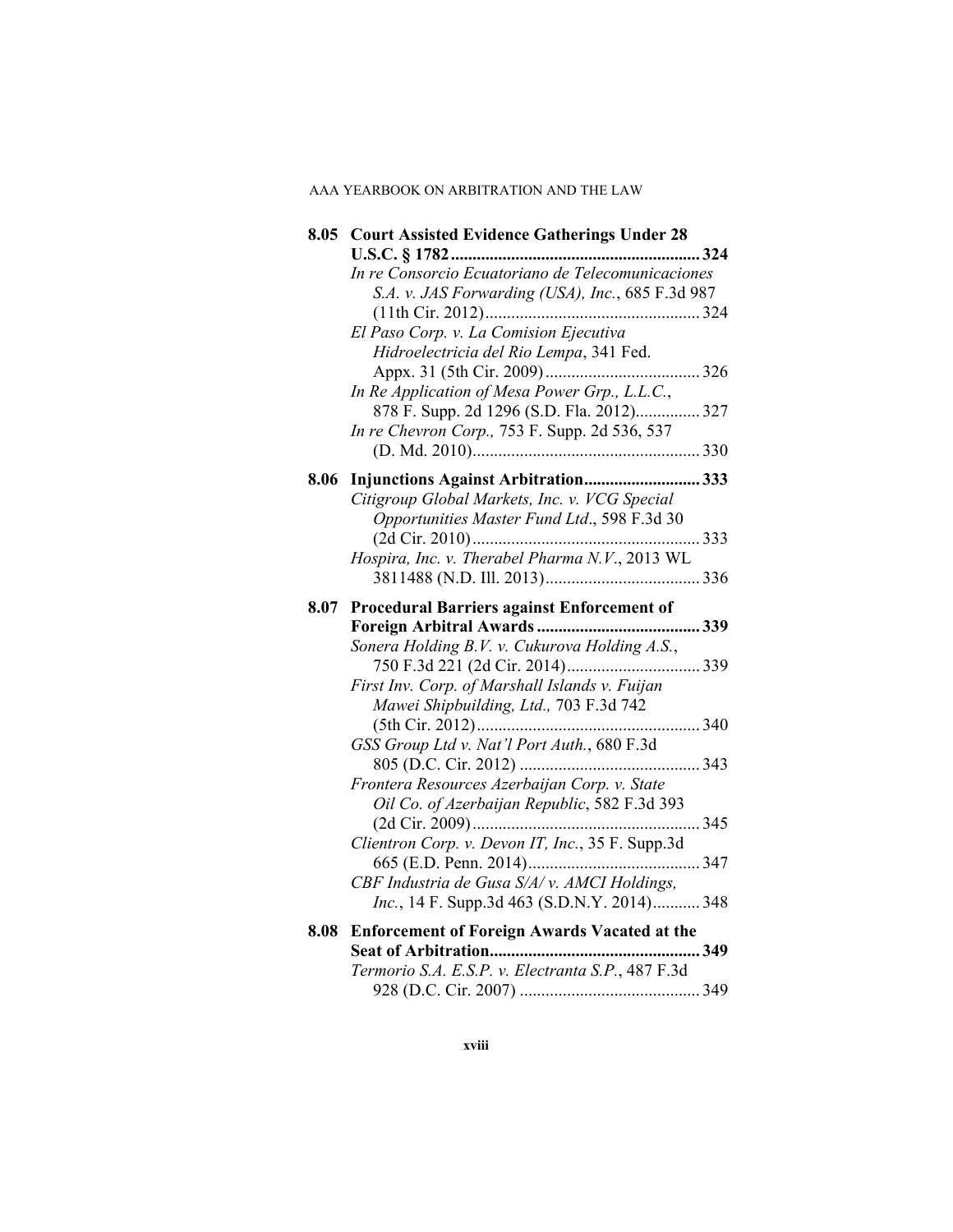**8.05 Court Assisted Evidence Gatherings Under 28 U.S.C. § 1782** .......... **324**

*In re Consorcio Ecuatoriano de Telecomunicaciones S.A. v. JAS Forwarding (USA), Inc.*, 685 F.3d 987 (11th Cir. 2012) .......... 324

*El Paso Corp. v. La Comision Ejecutiva Hidroelectricia del Rio Lempa*, 341 Fed. Appx. 31 (5th Cir. 2009) .......... 326

*In Re Application of Mesa Power Grp., L.L.C.*, 878 F. Supp. 2d 1296 (S.D. Fla. 2012) .......... 327

*In re Chevron Corp.,* 753 F. Supp. 2d 536, 537 (D. Md. 2010) .......... 330

**8.06 Injunctions Against Arbitration** .......... **333**

*Citigroup Global Markets, Inc. v. VCG Special Opportunities Master Fund Ltd.*, 598 F.3d 30 (2d Cir. 2010) .......... 333

*Hospira, Inc. v. Therabel Pharma N.V.*, 2013 WL 3811488 (N.D. Ill. 2013) .......... 336

**8.07 Procedural Barriers against Enforcement of Foreign Arbitral Awards** .......... **339**

*Sonera Holding B.V. v. Cukurova Holding A.S.*, 750 F.3d 221 (2d Cir. 2014) .......... 339

*First Inv. Corp. of Marshall Islands v. Fuijan Mawei Shipbuilding, Ltd.,* 703 F.3d 742 (5th Cir. 2012) .......... 340

*GSS Group Ltd v. Nat'l Port Auth.*, 680 F.3d 805 (D.C. Cir. 2012) .......... 343

*Frontera Resources Azerbaijan Corp. v. State Oil Co. of Azerbaijan Republic*, 582 F.3d 393 (2d Cir. 2009) .......... 345

*Clientron Corp. v. Devon IT, Inc.*, 35 F. Supp.3d 665 (E.D. Penn. 2014) .......... 347

*CBF Industria de Gusa S/A/ v. AMCI Holdings, Inc.*, 14 F. Supp.3d 463 (S.D.N.Y. 2014) .......... 348

**8.08 Enforcement of Foreign Awards Vacated at the Seat of Arbitration** .......... **349**

*Termorio S.A. E.S.P. v. Electranta S.P.*, 487 F.3d 928 (D.C. Cir. 2007) .......... 349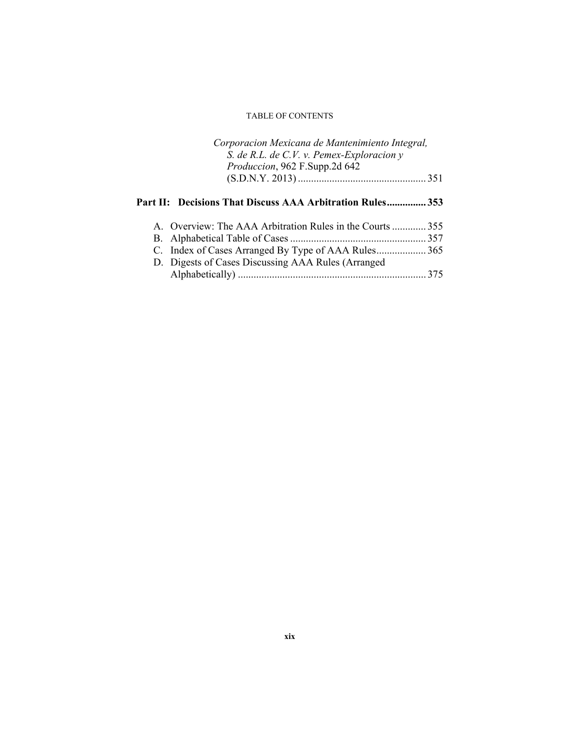*Corporacion Mexicana de Mantenimiento Integral, S. de R.L. de C.V. v. Pemex-Exploracion y Produccion*, 962 F.Supp.2d 642 (S.D.N.Y. 2013) .................................................. 351

**Part II: Decisions That Discuss AAA Arbitration Rules............... 353**

A. Overview: The AAA Arbitration Rules in the Courts ............. 355
B. Alphabetical Table of Cases .................................................... 357
C. Index of Cases Arranged By Type of AAA Rules................... 365
D. Digests of Cases Discussing AAA Rules (Arranged Alphabetically) ........................................................................ 375